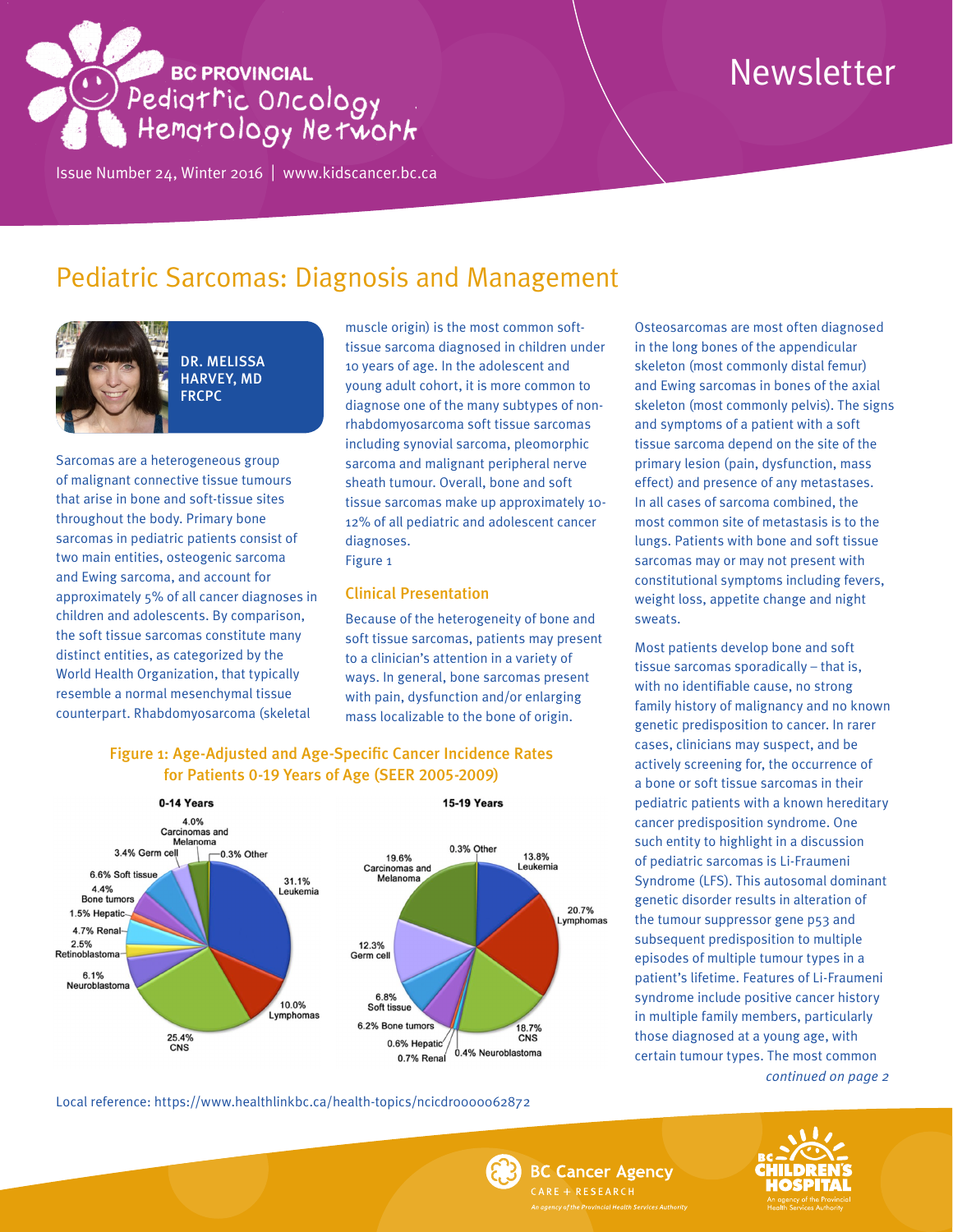# BC PROVINCIAL Pediatric Oncology Hematology Network

# Newsletter

Issue Number 24, Winter 2016 | www.kidscancer.bc.ca

## Pediatric Sarcomas: Diagnosis and Management

**DR. MELISSA HARVEY, MD FRCPC**

Sarcomas are a heterogeneous group of malignant connective tissue tumours that arise in bone and soft-tissue sites throughout the body. Primary bone sarcomas in pediatric patients consist of two main entities, osteogenic sarcoma and Ewing sarcoma, and account for approximately 5% of all cancer diagnoses in children and adolescents. By comparison, the soft tissue sarcomas constitute many distinct entities, as categorized by the World Health Organization, that typically resemble a normal mesenchymal tissue counterpart. Rhabdomyosarcoma (skeletal muscle origin) is the most common soft-tissue sarcoma diagnosed in children under 10 years of age. In the adolescent and young adult cohort, it is more common to diagnose one of the many subtypes of non-rhabdomyosarcoma soft tissue sarcomas including synovial sarcoma, pleomorphic sarcoma and malignant peripheral nerve sheath tumour. Overall, bone and soft tissue sarcomas make up approximately 10-12% of all pediatric and adolescent cancer diagnoses.
Figure 1

### Clinical Presentation

Because of the heterogeneity of bone and soft tissue sarcomas, patients may present to a clinician's attention in a variety of ways. In general, bone sarcomas present with pain, dysfunction and/or enlarging mass localizable to the bone of origin.

Osteosarcomas are most often diagnosed in the long bones of the appendicular skeleton (most commonly distal femur) and Ewing sarcomas in bones of the axial skeleton (most commonly pelvis). The signs and symptoms of a patient with a soft tissue sarcoma depend on the site of the primary lesion (pain, dysfunction, mass effect) and presence of any metastases. In all cases of sarcoma combined, the most common site of metastasis is to the lungs. Patients with bone and soft tissue sarcomas may or may not present with constitutional symptoms including fevers, weight loss, appetite change and night sweats.

Most patients develop bone and soft tissue sarcomas sporadically – that is, with no identifiable cause, no strong family history of malignancy and no known genetic predisposition to cancer. In rarer cases, clinicians may suspect, and be actively screening for, the occurrence of a bone or soft tissue sarcomas in their pediatric patients with a known hereditary cancer predisposition syndrome. One such entity to highlight in a discussion of pediatric sarcomas is Li-Fraumeni Syndrome (LFS). This autosomal dominant genetic disorder results in alteration of the tumour suppressor gene p53 and subsequent predisposition to multiple episodes of multiple tumour types in a patient's lifetime. Features of Li-Fraumeni syndrome include positive cancer history in multiple family members, particularly those diagnosed at a young age, with certain tumour types. The most common

*continued on page 2*

**Figure 1: Age-Adjusted and Age-Specific Cancer Incidence Rates for Patients 0-19 Years of Age (SEER 2005-2009)**

| 0-14 Years | | 15-19 Years | |
|---|---|---|---|
| Leukemia | 31.1% | Leukemia | 13.8% |
| Lymphomas | 10.0% | Lymphomas | 20.7% |
| CNS | 25.4% | CNS | 18.7% |
| Neuroblastoma | 6.1% | Neuroblastoma | 0.4% |
| Retinoblastoma | 2.5% | Renal | 0.7% |
| Renal | 4.7% | Hepatic | 0.6% |
| Hepatic | 1.5% | Bone tumors | 6.2% |
| Bone tumors | 4.4% | Soft tissue | 6.8% |
| Soft tissue | 6.6% | Germ cell | 12.3% |
| Germ cell | 3.4% | Carcinomas and Melanoma | 19.6% |
| Carcinomas and Melanoma | 4.0% | Other | 0.3% |
| Other | 0.3% | | |

Local reference: https://www.healthlinkbc.ca/health-topics/ncicdr0000062872

BC Cancer Agency CARE + RESEARCH – An agency of the Provincial Health Services Authority

BC Children's Hospital – An agency of the Provincial Health Services Authority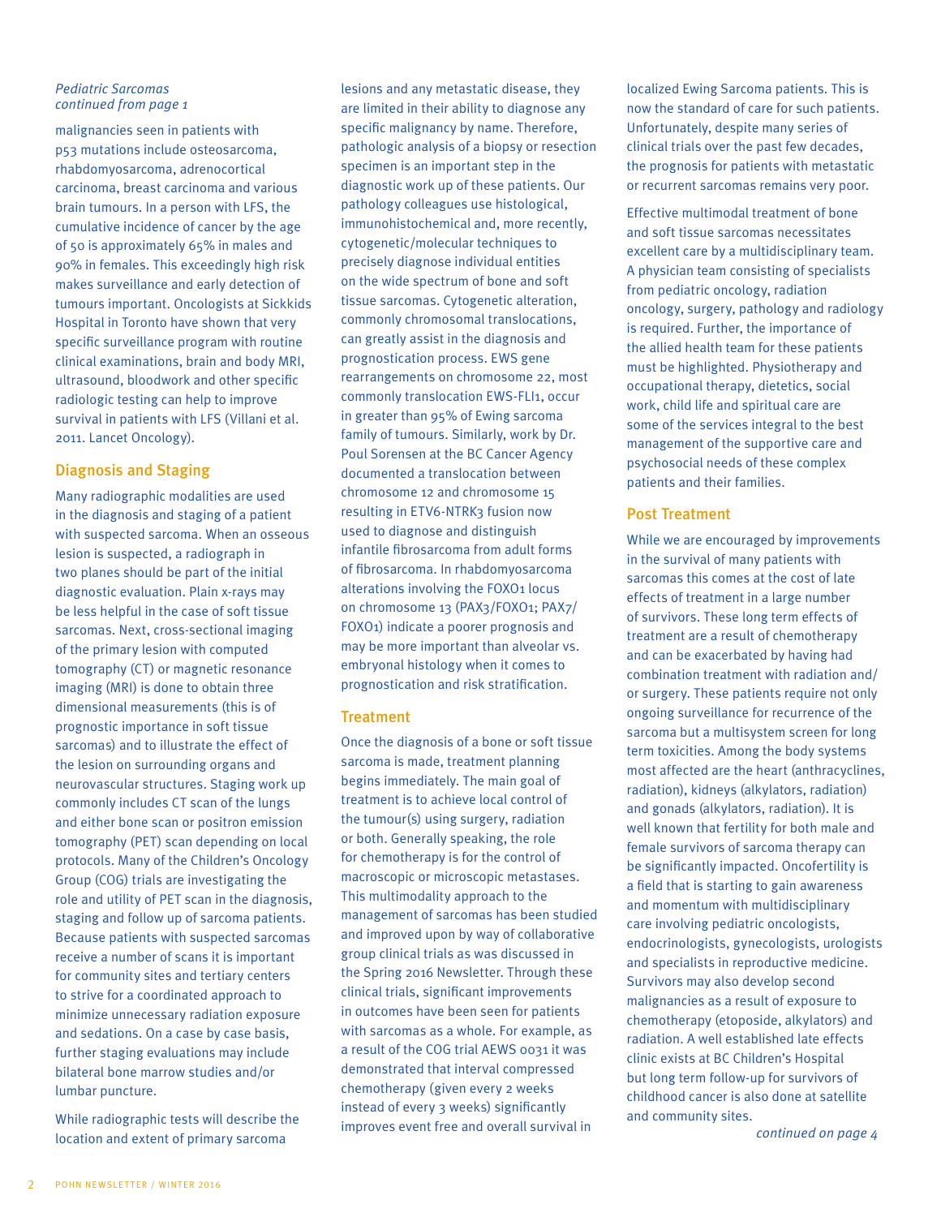*Pediatric Sarcomas*
*continued from page 1*

malignancies seen in patients with p53 mutations include osteosarcoma, rhabdomyosarcoma, adrenocortical carcinoma, breast carcinoma and various brain tumours. In a person with LFS, the cumulative incidence of cancer by the age of 50 is approximately 65% in males and 90% in females. This exceedingly high risk makes surveillance and early detection of tumours important. Oncologists at Sickkids Hospital in Toronto have shown that very specific surveillance program with routine clinical examinations, brain and body MRI, ultrasound, bloodwork and other specific radiologic testing can help to improve survival in patients with LFS (Villani et al. 2011. Lancet Oncology).

## Diagnosis and Staging

Many radiographic modalities are used in the diagnosis and staging of a patient with suspected sarcoma. When an osseous lesion is suspected, a radiograph in two planes should be part of the initial diagnostic evaluation. Plain x-rays may be less helpful in the case of soft tissue sarcomas. Next, cross-sectional imaging of the primary lesion with computed tomography (CT) or magnetic resonance imaging (MRI) is done to obtain three dimensional measurements (this is of prognostic importance in soft tissue sarcomas) and to illustrate the effect of the lesion on surrounding organs and neurovascular structures. Staging work up commonly includes CT scan of the lungs and either bone scan or positron emission tomography (PET) scan depending on local protocols. Many of the Children's Oncology Group (COG) trials are investigating the role and utility of PET scan in the diagnosis, staging and follow up of sarcoma patients. Because patients with suspected sarcomas receive a number of scans it is important for community sites and tertiary centers to strive for a coordinated approach to minimize unnecessary radiation exposure and sedations. On a case by case basis, further staging evaluations may include bilateral bone marrow studies and/or lumbar puncture.

While radiographic tests will describe the location and extent of primary sarcoma lesions and any metastatic disease, they are limited in their ability to diagnose any specific malignancy by name. Therefore, pathologic analysis of a biopsy or resection specimen is an important step in the diagnostic work up of these patients. Our pathology colleagues use histological, immunohistochemical and, more recently, cytogenetic/molecular techniques to precisely diagnose individual entities on the wide spectrum of bone and soft tissue sarcomas. Cytogenetic alteration, commonly chromosomal translocations, can greatly assist in the diagnosis and prognostication process. EWS gene rearrangements on chromosome 22, most commonly translocation EWS-FLI1, occur in greater than 95% of Ewing sarcoma family of tumours. Similarly, work by Dr. Poul Sorensen at the BC Cancer Agency documented a translocation between chromosome 12 and chromosome 15 resulting in ETV6-NTRK3 fusion now used to diagnose and distinguish infantile fibrosarcoma from adult forms of fibrosarcoma. In rhabdomyosarcoma alterations involving the FOXO1 locus on chromosome 13 (PAX3/FOXO1; PAX7/FOXO1) indicate a poorer prognosis and may be more important than alveolar vs. embryonal histology when it comes to prognostication and risk stratification.

## Treatment

Once the diagnosis of a bone or soft tissue sarcoma is made, treatment planning begins immediately. The main goal of treatment is to achieve local control of the tumour(s) using surgery, radiation or both. Generally speaking, the role for chemotherapy is for the control of macroscopic or microscopic metastases. This multimodality approach to the management of sarcomas has been studied and improved upon by way of collaborative group clinical trials as was discussed in the Spring 2016 Newsletter. Through these clinical trials, significant improvements in outcomes have been seen for patients with sarcomas as a whole. For example, as a result of the COG trial AEWS 0031 it was demonstrated that interval compressed chemotherapy (given every 2 weeks instead of every 3 weeks) significantly improves event free and overall survival in localized Ewing Sarcoma patients. This is now the standard of care for such patients. Unfortunately, despite many series of clinical trials over the past few decades, the prognosis for patients with metastatic or recurrent sarcomas remains very poor.

Effective multimodal treatment of bone and soft tissue sarcomas necessitates excellent care by a multidisciplinary team. A physician team consisting of specialists from pediatric oncology, radiation oncology, surgery, pathology and radiology is required. Further, the importance of the allied health team for these patients must be highlighted. Physiotherapy and occupational therapy, dietetics, social work, child life and spiritual care are some of the services integral to the best management of the supportive care and psychosocial needs of these complex patients and their families.

## Post Treatment

While we are encouraged by improvements in the survival of many patients with sarcomas this comes at the cost of late effects of treatment in a large number of survivors. These long term effects of treatment are a result of chemotherapy and can be exacerbated by having had combination treatment with radiation and/or surgery. These patients require not only ongoing surveillance for recurrence of the sarcoma but a multisystem screen for long term toxicities. Among the body systems most affected are the heart (anthracyclines, radiation), kidneys (alkylators, radiation) and gonads (alkylators, radiation). It is well known that fertility for both male and female survivors of sarcoma therapy can be significantly impacted. Oncofertility is a field that is starting to gain awareness and momentum with multidisciplinary care involving pediatric oncologists, endocrinologists, gynecologists, urologists and specialists in reproductive medicine. Survivors may also develop second malignancies as a result of exposure to chemotherapy (etoposide, alkylators) and radiation. A well established late effects clinic exists at BC Children's Hospital but long term follow-up for survivors of childhood cancer is also done at satellite and community sites.

*continued on page 4*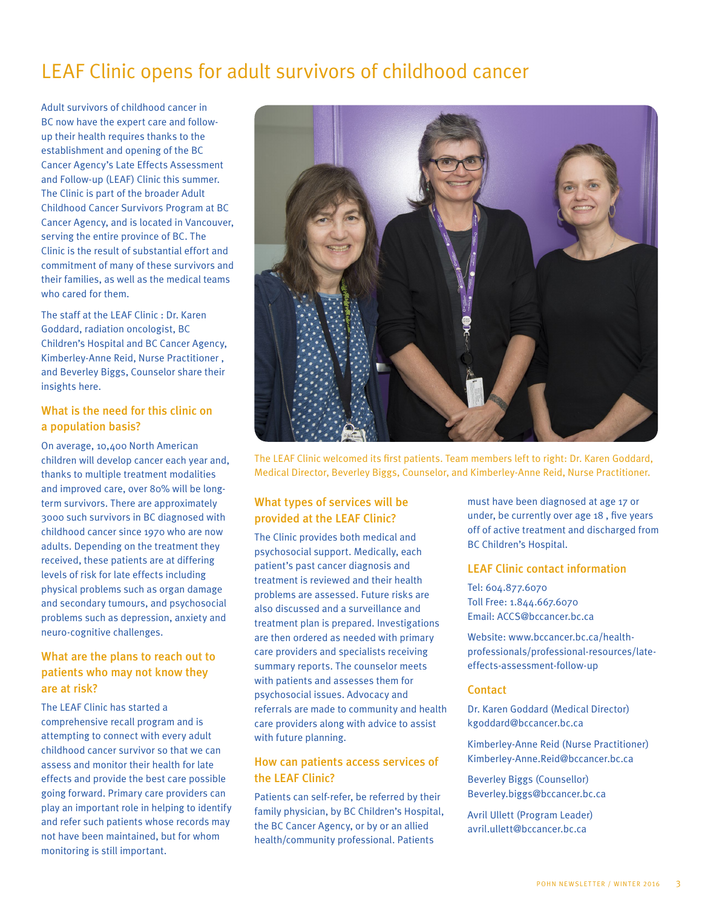# LEAF Clinic opens for adult survivors of childhood cancer

Adult survivors of childhood cancer in BC now have the expert care and follow-up their health requires thanks to the establishment and opening of the BC Cancer Agency's Late Effects Assessment and Follow-up (LEAF) Clinic this summer. The Clinic is part of the broader Adult Childhood Cancer Survivors Program at BC Cancer Agency, and is located in Vancouver, serving the entire province of BC. The Clinic is the result of substantial effort and commitment of many of these survivors and their families, as well as the medical teams who cared for them.

The staff at the LEAF Clinic : Dr. Karen Goddard, radiation oncologist, BC Children's Hospital and BC Cancer Agency, Kimberley-Anne Reid, Nurse Practitioner , and Beverley Biggs, Counselor share their insights here.

The LEAF Clinic welcomed its first patients. Team members left to right: Dr. Karen Goddard, Medical Director, Beverley Biggs, Counselor, and Kimberley-Anne Reid, Nurse Practitioner.

## What is the need for this clinic on a population basis?

On average, 10,400 North American children will develop cancer each year and, thanks to multiple treatment modalities and improved care, over 80% will be long-term survivors. There are approximately 3000 such survivors in BC diagnosed with childhood cancer since 1970 who are now adults. Depending on the treatment they received, these patients are at differing levels of risk for late effects including physical problems such as organ damage and secondary tumours, and psychosocial problems such as depression, anxiety and neuro-cognitive challenges.

## What are the plans to reach out to patients who may not know they are at risk?

The LEAF Clinic has started a comprehensive recall program and is attempting to connect with every adult childhood cancer survivor so that we can assess and monitor their health for late effects and provide the best care possible going forward. Primary care providers can play an important role in helping to identify and refer such patients whose records may not have been maintained, but for whom monitoring is still important.

## What types of services will be provided at the LEAF Clinic?

The Clinic provides both medical and psychosocial support. Medically, each patient's past cancer diagnosis and treatment is reviewed and their health problems are assessed. Future risks are also discussed and a surveillance and treatment plan is prepared. Investigations are then ordered as needed with primary care providers and specialists receiving summary reports. The counselor meets with patients and assesses them for psychosocial issues. Advocacy and referrals are made to community and health care providers along with advice to assist with future planning.

## How can patients access services of the LEAF Clinic?

Patients can self-refer, be referred by their family physician, by BC Children's Hospital, the BC Cancer Agency, or by or an allied health/community professional. Patients must have been diagnosed at age 17 or under, be currently over age 18 , five years off of active treatment and discharged from BC Children's Hospital.

## LEAF Clinic contact information

Tel: 604.877.6070
Toll Free: 1.844.667.6070
Email: ACCS@bccancer.bc.ca

Website: www.bccancer.bc.ca/health-professionals/professional-resources/late-effects-assessment-follow-up

## Contact

Dr. Karen Goddard (Medical Director)
kgoddard@bccancer.bc.ca

Kimberley-Anne Reid (Nurse Practitioner)
Kimberley-Anne.Reid@bccancer.bc.ca

Beverley Biggs (Counsellor)
Beverley.biggs@bccancer.bc.ca

Avril Ullett (Program Leader)
avril.ullett@bccancer.bc.ca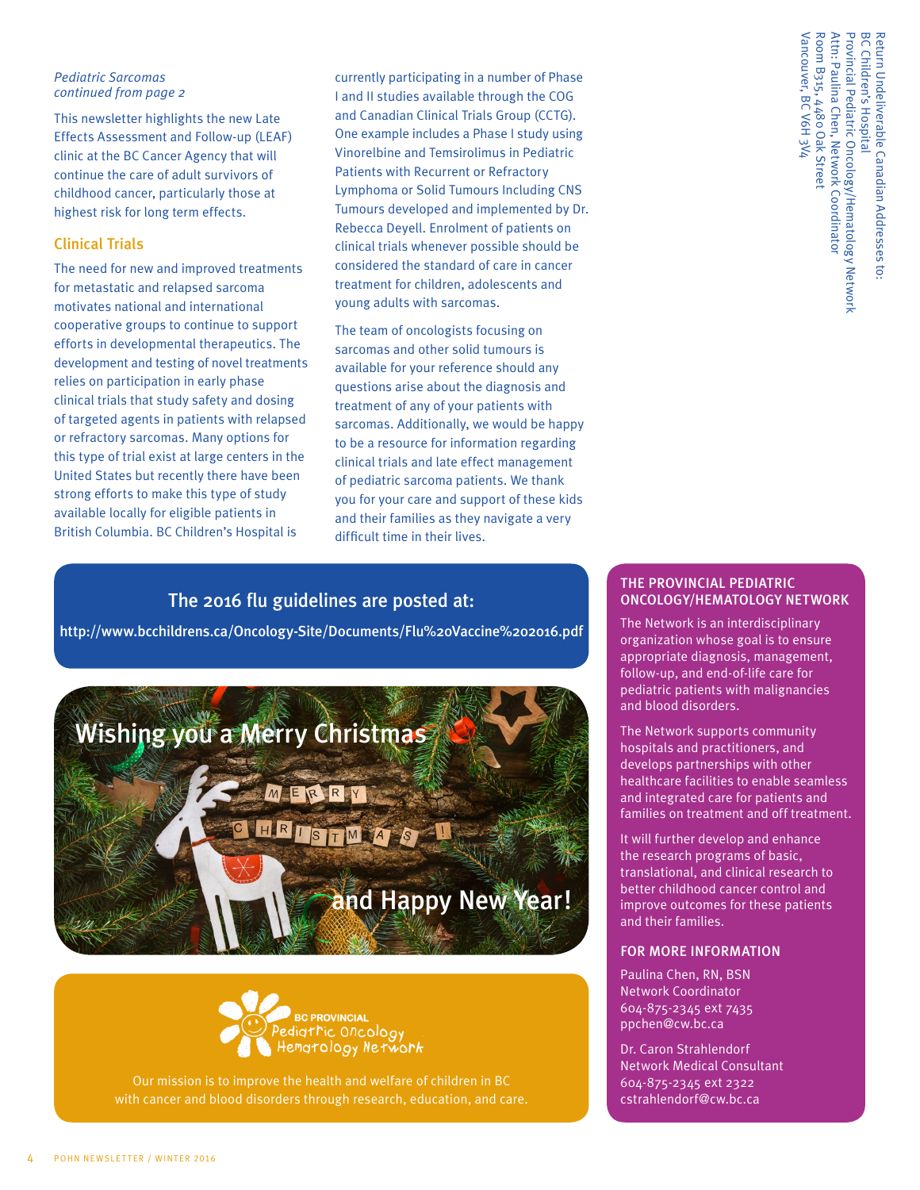*Pediatric Sarcomas*
*continued from page 2*

This newsletter highlights the new Late Effects Assessment and Follow-up (LEAF) clinic at the BC Cancer Agency that will continue the care of adult survivors of childhood cancer, particularly those at highest risk for long term effects.

## Clinical Trials

The need for new and improved treatments for metastatic and relapsed sarcoma motivates national and international cooperative groups to continue to support efforts in developmental therapeutics. The development and testing of novel treatments relies on participation in early phase clinical trials that study safety and dosing of targeted agents in patients with relapsed or refractory sarcomas. Many options for this type of trial exist at large centers in the United States but recently there have been strong efforts to make this type of study available locally for eligible patients in British Columbia. BC Children's Hospital is currently participating in a number of Phase I and II studies available through the COG and Canadian Clinical Trials Group (CCTG). One example includes a Phase I study using Vinorelbine and Temsirolimus in Pediatric Patients with Recurrent or Refractory Lymphoma or Solid Tumours Including CNS Tumours developed and implemented by Dr. Rebecca Deyell. Enrolment of patients on clinical trials whenever possible should be considered the standard of care in cancer treatment for children, adolescents and young adults with sarcomas.

The team of oncologists focusing on sarcomas and other solid tumours is available for your reference should any questions arise about the diagnosis and treatment of any of your patients with sarcomas. Additionally, we would be happy to be a resource for information regarding clinical trials and late effect management of pediatric sarcoma patients. We thank you for your care and support of these kids and their families as they navigate a very difficult time in their lives.

Return Undeliverable Canadian Addresses to:
BC Children's Hospital
Provincial Pediatric Oncology/Hematology Network
Attn: Paulina Chen, Network Coordinator
Room B315, 4480 Oak Street
Vancouver, BC V6H 3V4

## The 2016 flu guidelines are posted at:

http://www.bcchildrens.ca/Oncology-Site/Documents/Flu%20Vaccine%202016.pdf

Wishing you a Merry Christmas

and Happy New Year!

BC PROVINCIAL Pediatric Oncology Hematology Network

Our mission is to improve the health and welfare of children in BC with cancer and blood disorders through research, education, and care.

## THE PROVINCIAL PEDIATRIC ONCOLOGY/HEMATOLOGY NETWORK

The Network is an interdisciplinary organization whose goal is to ensure appropriate diagnosis, management, follow-up, and end-of-life care for pediatric patients with malignancies and blood disorders.

The Network supports community hospitals and practitioners, and develops partnerships with other healthcare facilities to enable seamless and integrated care for patients and families on treatment and off treatment.

It will further develop and enhance the research programs of basic, translational, and clinical research to better childhood cancer control and improve outcomes for these patients and their families.

## FOR MORE INFORMATION

Paulina Chen, RN, BSN
Network Coordinator
604-875-2345 ext 7435
ppchen@cw.bc.ca

Dr. Caron Strahlendorf
Network Medical Consultant
604-875-2345 ext 2322
cstrahlendorf@cw.bc.ca